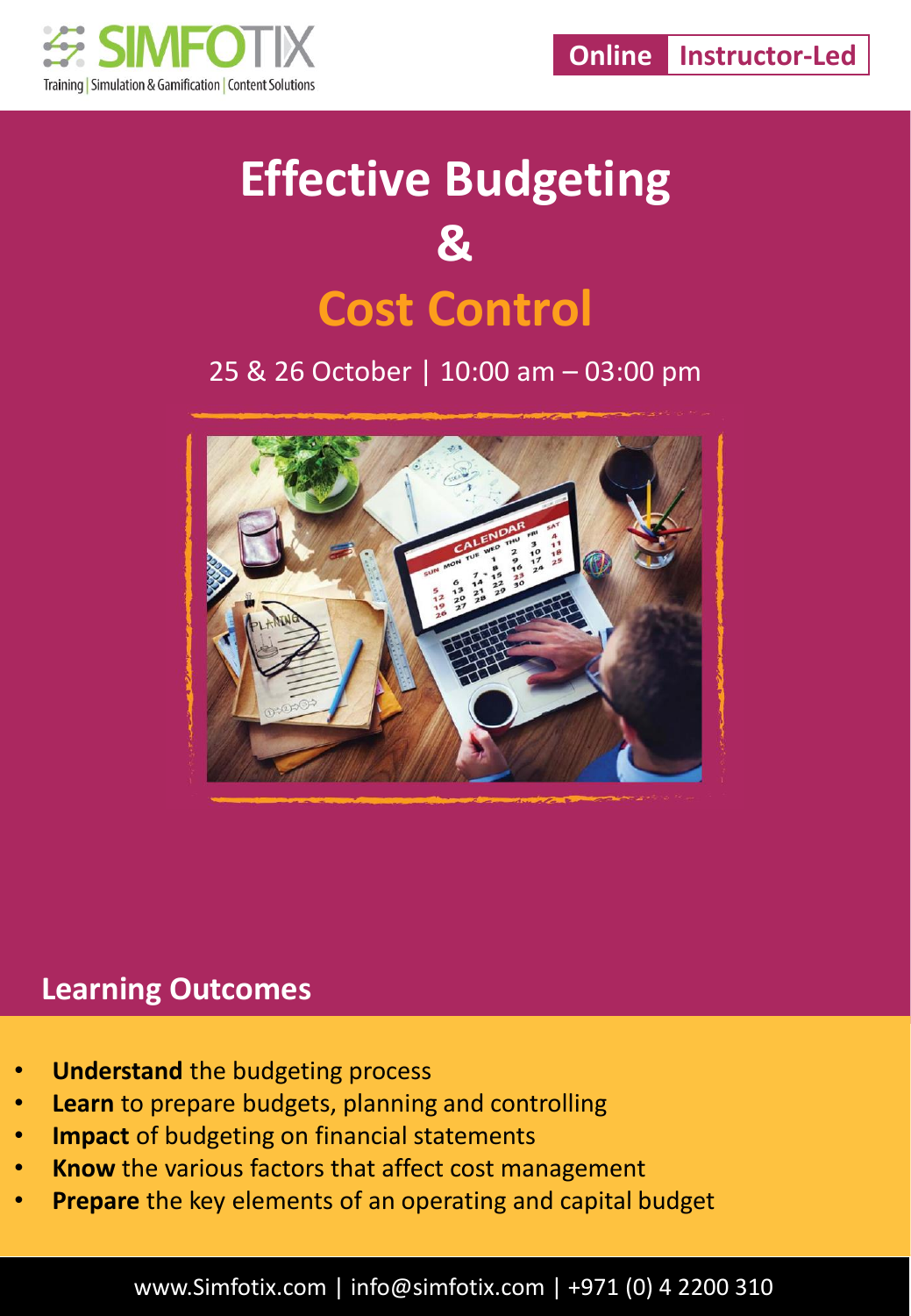SIMFOTIX

Training | Simulation & Gamification | Content Solutions

Online | Instructor-Led

# Effective Budgeting & Cost Control

25 & 26 October | 10:00 am – 03:00 pm

## Learning Outcomes

- **Understand** the budgeting process
- **Learn** to prepare budgets, planning and controlling
- **Impact** of budgeting on financial statements
- **Know** the various factors that affect cost management
- **Prepare** the key elements of an operating and capital budget

www.Simfotix.com | info@simfotix.com | +971 (0) 4 2200 310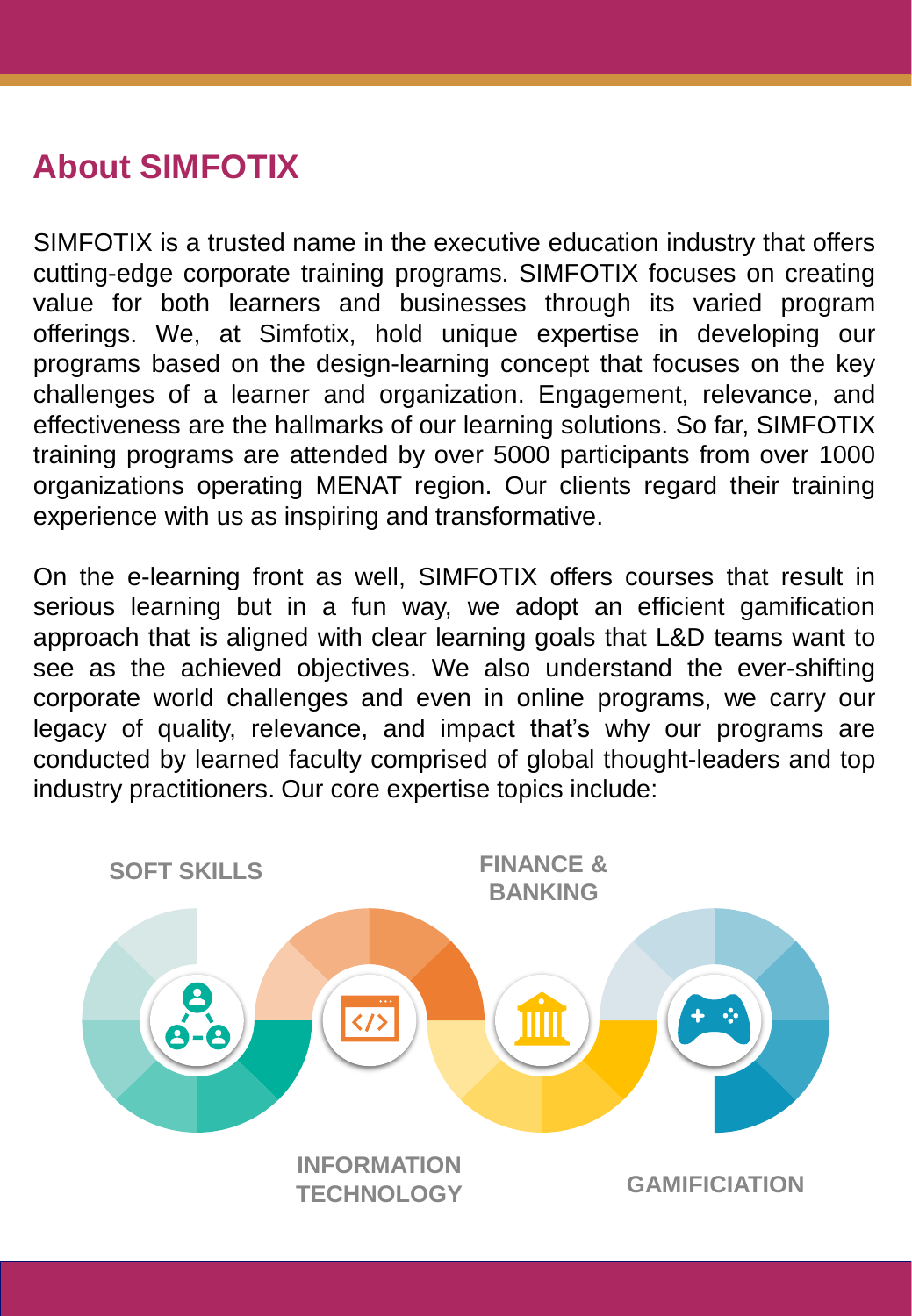## About SIMFOTIX

SIMFOTIX is a trusted name in the executive education industry that offers cutting-edge corporate training programs. SIMFOTIX focuses on creating value for both learners and businesses through its varied program offerings. We, at Simfotix, hold unique expertise in developing our programs based on the design-learning concept that focuses on the key challenges of a learner and organization. Engagement, relevance, and effectiveness are the hallmarks of our learning solutions. So far, SIMFOTIX training programs are attended by over 5000 participants from over 1000 organizations operating MENAT region. Our clients regard their training experience with us as inspiring and transformative.

On the e-learning front as well, SIMFOTIX offers courses that result in serious learning but in a fun way, we adopt an efficient gamification approach that is aligned with clear learning goals that L&D teams want to see as the achieved objectives. We also understand the ever-shifting corporate world challenges and even in online programs, we carry our legacy of quality, relevance, and impact that's why our programs are conducted by learned faculty comprised of global thought-leaders and top industry practitioners. Our core expertise topics include:

- SOFT SKILLS
- INFORMATION TECHNOLOGY
- FINANCE & BANKING
- GAMIFICIATION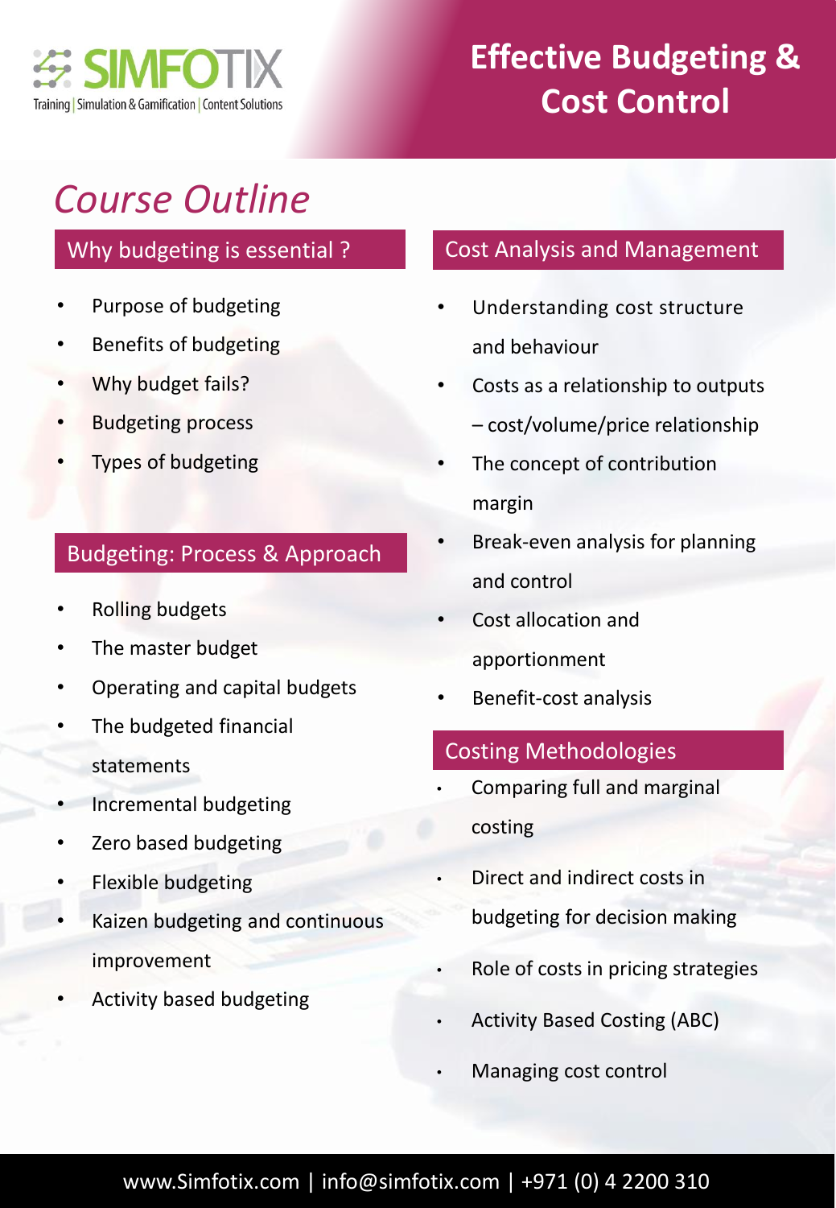SIMFOTIX

Training | Simulation & Gamification | Content Solutions

# Effective Budgeting & Cost Control

## *Course Outline*

### Why budgeting is essential ?

- Purpose of budgeting
- Benefits of budgeting
- Why budget fails?
- Budgeting process
- Types of budgeting

### Budgeting: Process & Approach

- Rolling budgets
- The master budget
- Operating and capital budgets
- The budgeted financial statements
- Incremental budgeting
- Zero based budgeting
- Flexible budgeting
- Kaizen budgeting and continuous improvement
- Activity based budgeting

### Cost Analysis and Management

- Understanding cost structure and behaviour
- Costs as a relationship to outputs – cost/volume/price relationship
- The concept of contribution margin
- Break-even analysis for planning and control
- Cost allocation and apportionment
- Benefit-cost analysis

### Costing Methodologies

- Comparing full and marginal costing
- Direct and indirect costs in budgeting for decision making
- Role of costs in pricing strategies
- Activity Based Costing (ABC)
- Managing cost control

www.Simfotix.com | info@simfotix.com | +971 (0) 4 2200 310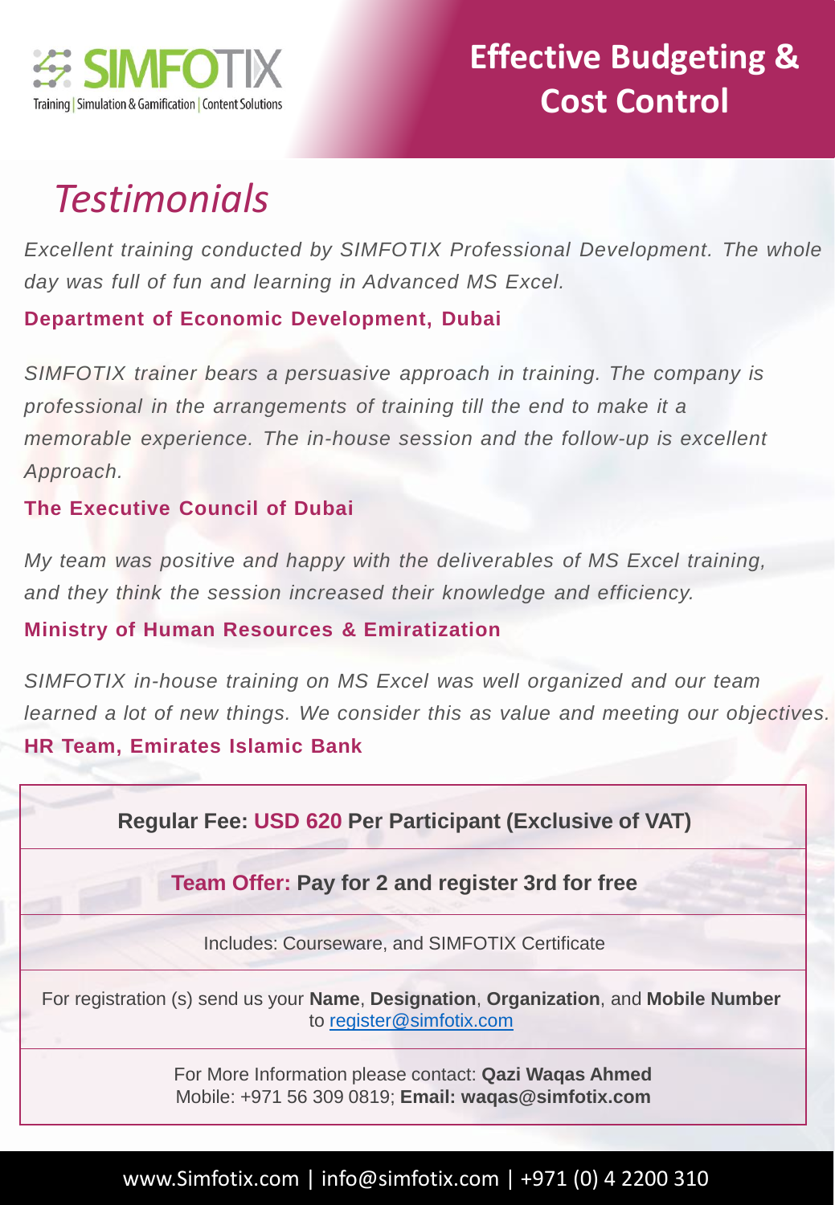# Effective Budgeting & Cost Control

## *Testimonials*

*Excellent training conducted by SIMFOTIX Professional Development. The whole day was full of fun and learning in Advanced MS Excel.*

**Department of Economic Development, Dubai**

*SIMFOTIX trainer bears a persuasive approach in training. The company is professional in the arrangements of training till the end to make it a memorable experience. The in-house session and the follow-up is excellent Approach.*

**The Executive Council of Dubai**

*My team was positive and happy with the deliverables of MS Excel training, and they think the session increased their knowledge and efficiency.*

**Ministry of Human Resources & Emiratization**

*SIMFOTIX in-house training on MS Excel was well organized and our team learned a lot of new things. We consider this as value and meeting our objectives.*

**HR Team, Emirates Islamic Bank**

**Regular Fee: USD 620 Per Participant (Exclusive of VAT)**

**Team Offer: Pay for 2 and register 3rd for free**

Includes: Courseware, and SIMFOTIX Certificate

For registration (s) send us your **Name**, **Designation**, **Organization**, and **Mobile Number** to register@simfotix.com

For More Information please contact: **Qazi Waqas Ahmed**
Mobile: +971 56 309 0819; **Email: waqas@simfotix.com**

www.Simfotix.com | info@simfotix.com | +971 (0) 4 2200 310